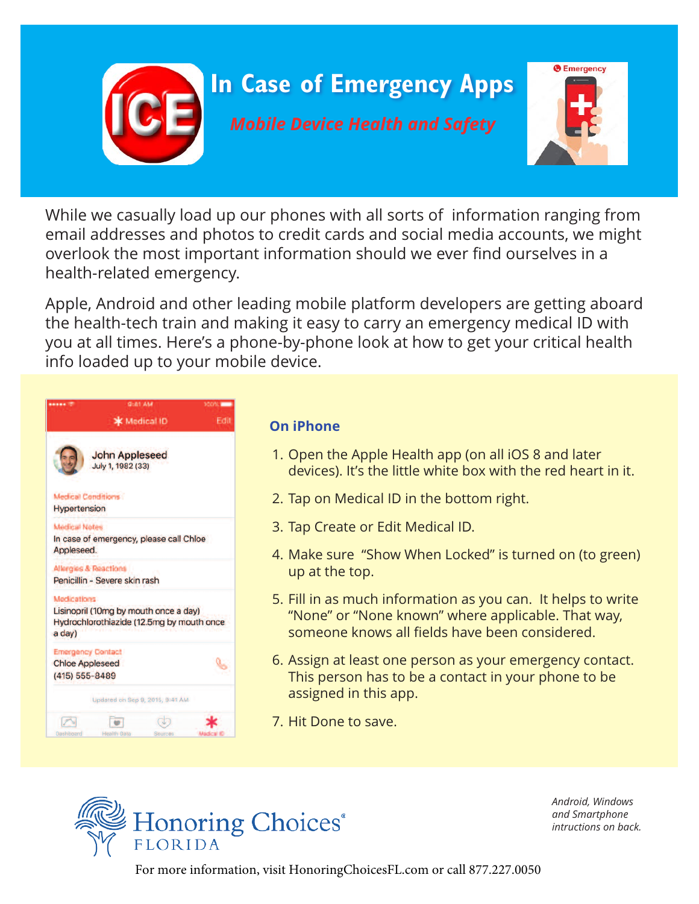# In Case of Emergency Apps

*Mobile Device Health and Safety*

While we casually load up our phones with all sorts of information ranging from email addresses and photos to credit cards and social media accounts, we might overlook the most important information should we ever find ourselves in a health-related emergency.

Apple, Android and other leading mobile platform developers are getting aboard the health-tech train and making it easy to carry an emergency medical ID with you at all times. Here's a phone-by-phone look at how to get your critical health info loaded up to your mobile device.

## On iPhone

1. Open the Apple Health app (on all iOS 8 and later devices). It's the little white box with the red heart in it.
2. Tap on Medical ID in the bottom right.
3. Tap Create or Edit Medical ID.
4. Make sure "Show When Locked" is turned on (to green) up at the top.
5. Fill in as much information as you can. It helps to write "None" or "None known" where applicable. That way, someone knows all fields have been considered.
6. Assign at least one person as your emergency contact. This person has to be a contact in your phone to be assigned in this app.
7. Hit Done to save.

*Android, Windows and Smartphone intructions on back.*

Honoring Choices® FLORIDA

For more information, visit HonoringChoicesFL.com or call 877.227.0050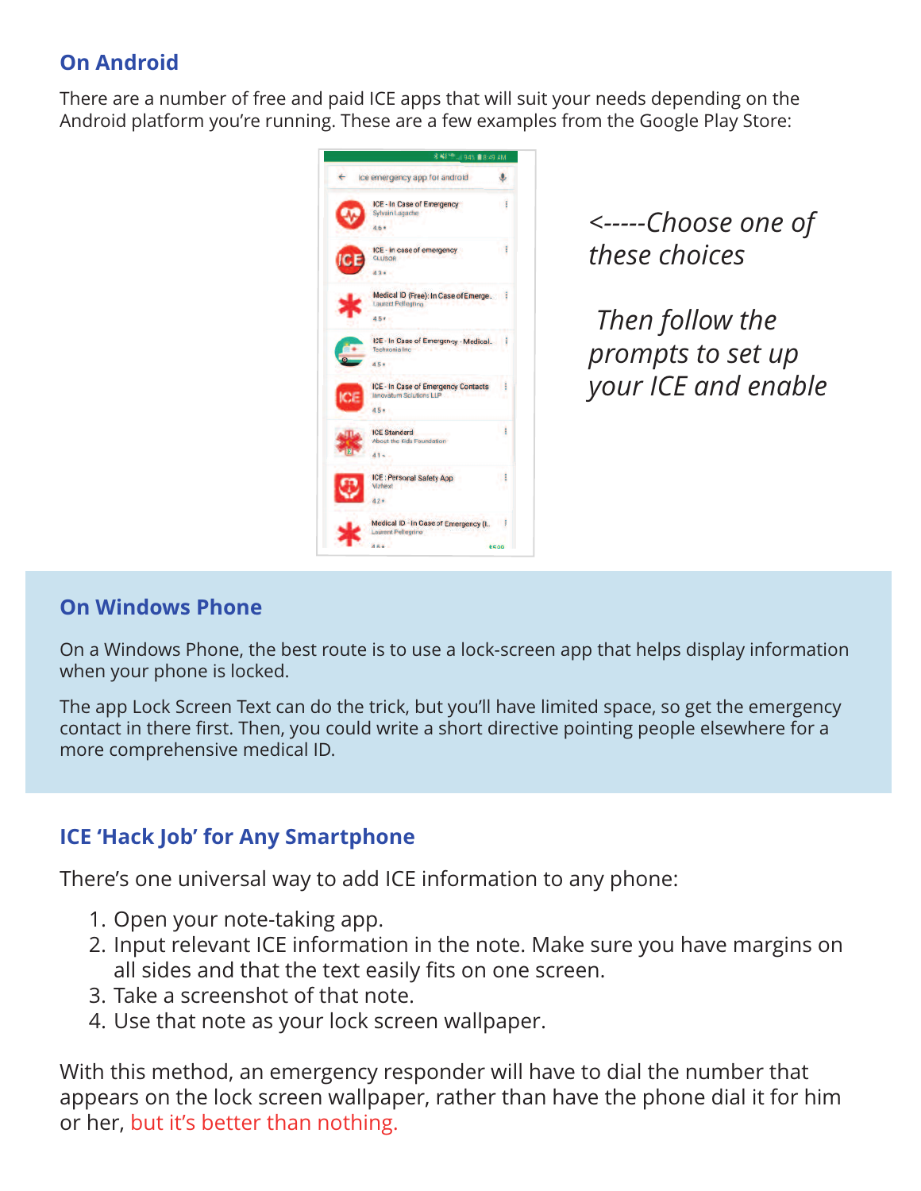## On Android

There are a number of free and paid ICE apps that will suit your needs depending on the Android platform you're running. These are a few examples from the Google Play Store:

*<-----Choose one of these choices*

*Then follow the prompts to set up your ICE and enable*

## On Windows Phone

On a Windows Phone, the best route is to use a lock-screen app that helps display information when your phone is locked.

The app Lock Screen Text can do the trick, but you'll have limited space, so get the emergency contact in there first. Then, you could write a short directive pointing people elsewhere for a more comprehensive medical ID.

## ICE 'Hack Job' for Any Smartphone

There's one universal way to add ICE information to any phone:

1. Open your note-taking app.
2. Input relevant ICE information in the note. Make sure you have margins on all sides and that the text easily fits on one screen.
3. Take a screenshot of that note.
4. Use that note as your lock screen wallpaper.

With this method, an emergency responder will have to dial the number that appears on the lock screen wallpaper, rather than have the phone dial it for him or her, but it's better than nothing.